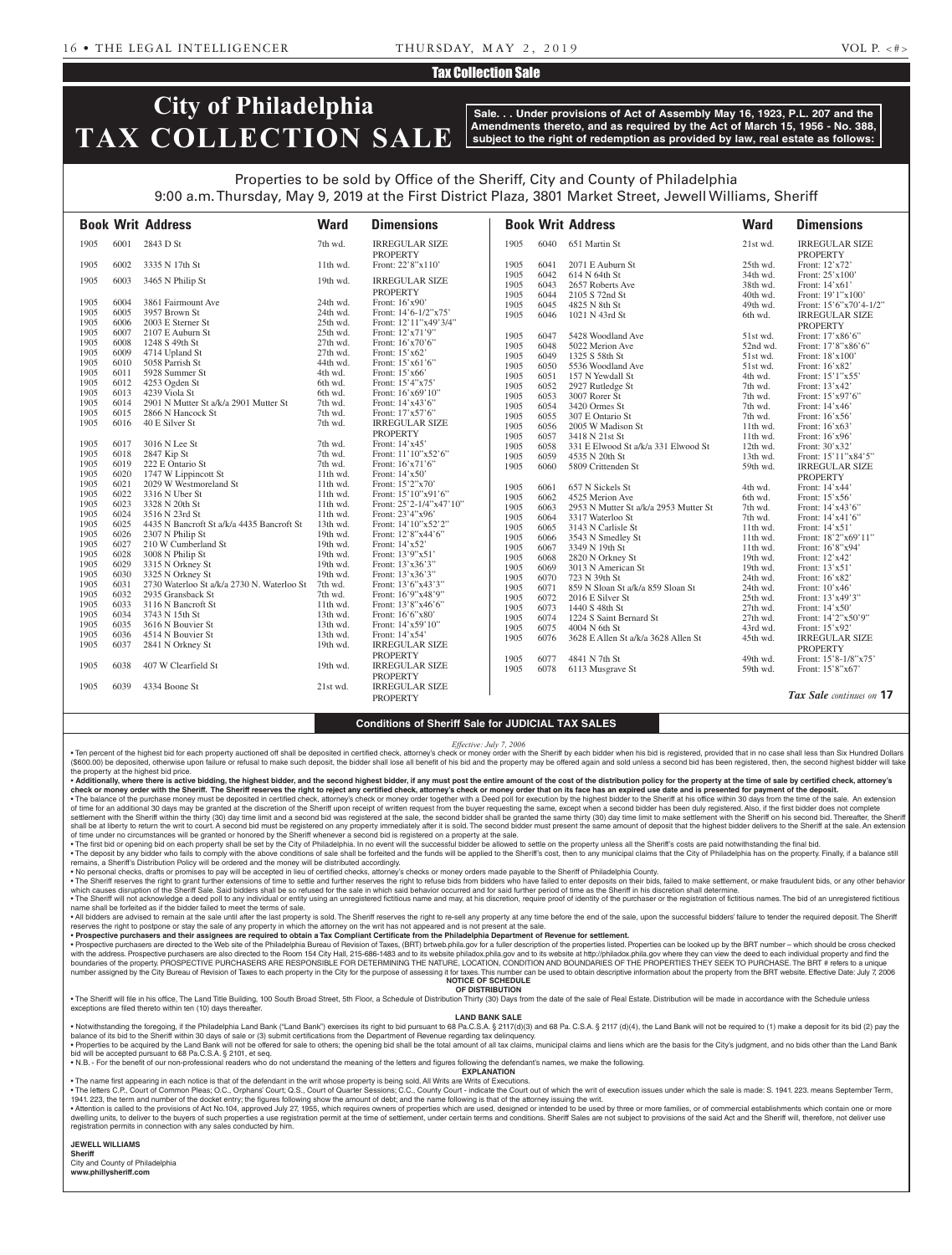## Tax Collection Sale

# City of Philadelphia TAX COLLECTION SALE

**Sale. . . Under provisions of Act of Assembly May 16, 1923, P.L. 207 and the Amendments thereto, and as required by the Act of March 15, 1956 - No. 388, subject to the right of redemption as provided by law, real estate as follows:**

Properties to be sold by Office of the Sheriff, City and County of Philadelphia
9:00 a.m. Thursday, May 9, 2019 at the First District Plaza, 3801 Market Street, Jewell Williams, Sheriff

| Book | Writ | Address | Ward | Dimensions |
|---|---|---|---|---|
| 1905 | 6001 | 2843 D St | 7th wd. | IRREGULAR SIZE PROPERTY |
| 1905 | 6002 | 3335 N 17th St | 11th wd. | Front: 22'8"x110' |
| 1905 | 6003 | 3465 N Philip St | 19th wd. | IRREGULAR SIZE PROPERTY |
| 1905 | 6004 | 3861 Fairmount Ave | 24th wd. | Front: 16'x90' |
| 1905 | 6005 | 3957 Brown St | 24th wd. | Front: 14'6-1/2"x75' |
| 1905 | 6006 | 2003 E Sterner St | 25th wd. | Front: 12'11"x49'3/4" |
| 1905 | 6007 | 2107 E Auburn St | 25th wd. | Front: 14'x71'9" |
| 1905 | 6008 | 1248 S 49th St | 27th wd. | Front: 16'x70'6" |
| 1905 | 6009 | 4714 Upland St | 27th wd. | Front: 15'x62' |
| 1905 | 6010 | 5058 Parrish St | 44th wd. | Front: 15'x61'6" |
| 1905 | 6011 | 5928 Summer St | 4th wd. | Front: 15'x66' |
| 1905 | 6012 | 4253 Ogden St | 6th wd. | Front: 15'4"x75' |
| 1905 | 6013 | 4239 Viola St | 6th wd. | Front: 16'x69'10" |
| 1905 | 6014 | 2901 N Mutter St a/k/a 2901 Mutter St | 7th wd. | Front: 14'x43'6" |
| 1905 | 6015 | 2866 N Hancock St | 7th wd. | Front: 17'x57'6" |
| 1905 | 6016 | 40 E Silver St | 7th wd. | IRREGULAR SIZE PROPERTY |
| 1905 | 6017 | 3016 N Lee St | 7th wd. | Front: 14'x45' |
| 1905 | 6018 | 2847 Kip St | 7th wd. | Front: 11'10"x52'6" |
| 1905 | 6019 | 222 E Ontario St | 7th wd. | Front: 16'x71'6" |
| 1905 | 6020 | 1747 W Lippincott St | 11th wd. | Front: 14'x50' |
| 1905 | 6021 | 2029 W Westmoreland St | 11th wd. | Front: 15'2"x70' |
| 1905 | 6022 | 3316 N Uber St | 11th wd. | Front: 15'10"x91'6" |
| 1905 | 6023 | 3328 N 20th St | 11th wd. | Front: 25'2-1/4"x47'10" |
| 1905 | 6024 | 3516 N 23rd St | 11th wd. | Front: 23'4"x96' |
| 1905 | 6025 | 4435 N Bancroft St a/k/a 4435 Bancroft St | 13th wd. | Front: 14'10"x52'2" |
| 1905 | 6026 | 2307 N Philip St | 19th wd. | Front: 12'8"x44'6" |
| 1905 | 6027 | 210 W Cumberland St | 19th wd. | Front: 14'x52' |
| 1905 | 6028 | 3008 N Philip St | 19th wd. | Front: 13'9"x51' |
| 1905 | 6029 | 3315 N Orkney St | 19th wd. | Front: 13'x36'3" |
| 1905 | 6030 | 3325 N Orkney St | 19th wd. | Front: 13'x36'3" |
| 1905 | 6031 | 2730 Waterloo St a/k/a 2730 N. Waterloo St | 7th wd. | Front: 13'6"x43'3" |
| 1905 | 6032 | 2935 Gransback St | 7th wd. | Front: 16'9"x48'9" |
| 1905 | 6033 | 3116 N Bancroft St | 11th wd. | Front: 13'8"x46'6" |
| 1905 | 6034 | 3743 N 15th St | 13th wd. | Front: 16'6"x80' |
| 1905 | 6035 | 3616 N Bouvier St | 13th wd. | Front: 14'x59'10" |
| 1905 | 6036 | 4514 N Bouvier St | 13th wd. | Front: 14'x54' |
| 1905 | 6037 | 2841 N Orkney St | 19th wd. | IRREGULAR SIZE PROPERTY |
| 1905 | 6038 | 407 W Clearfield St | 19th wd. | IRREGULAR SIZE PROPERTY |
| 1905 | 6039 | 4334 Boone St | 21st wd. | IRREGULAR SIZE PROPERTY |
| 1905 | 6040 | 651 Martin St | 21st wd. | IRREGULAR SIZE PROPERTY |
| 1905 | 6041 | 2071 E Auburn St | 25th wd. | Front: 12'x72' |
| 1905 | 6042 | 614 N 64th St | 34th wd. | Front: 25'x100' |
| 1905 | 6043 | 2657 Roberts Ave | 38th wd. | Front: 14'x61' |
| 1905 | 6044 | 2105 S 72nd St | 40th wd. | Front: 19'1"x100' |
| 1905 | 6045 | 4825 N 8th St | 49th wd. | Front: 15'6"x70'4-1/2" |
| 1905 | 6046 | 1021 N 43rd St | 6th wd. | IRREGULAR SIZE PROPERTY |
| 1905 | 6047 | 5428 Woodland Ave | 51st wd. | Front: 17'x86'6" |
| 1905 | 6048 | 5022 Merion Ave | 52nd wd. | Front: 17'8"x86'6" |
| 1905 | 6049 | 1325 S 58th St | 51st wd. | Front: 18'x100' |
| 1905 | 6050 | 5536 Woodland Ave | 51st wd. | Front: 16'x82' |
| 1905 | 6051 | 157 N Yewdall St | 4th wd. | Front: 15'1"x55' |
| 1905 | 6052 | 2927 Rutledge St | 7th wd. | Front: 13'x42' |
| 1905 | 6053 | 3007 Rorer St | 7th wd. | Front: 15'x97'6" |
| 1905 | 6054 | 3420 Ormes St | 7th wd. | Front: 14'x46' |
| 1905 | 6055 | 307 E Ontario St | 7th wd. | Front: 16'x56' |
| 1905 | 6056 | 2005 W Madison St | 11th wd. | Front: 16'x63' |
| 1905 | 6057 | 3418 N 21st St | 11th wd. | Front: 16'x96' |
| 1905 | 6058 | 331 E Elwood St a/k/a 331 Elwood St | 12th wd. | Front: 30'x32' |
| 1905 | 6059 | 4535 N 20th St | 13th wd. | Front: 15'11"x84'5" |
| 1905 | 6060 | 5809 Crittenden St | 59th wd. | IRREGULAR SIZE PROPERTY |
| 1905 | 6061 | 657 N Sickels St | 4th wd. | Front: 14'x44' |
| 1905 | 6062 | 4525 Merion Ave | 6th wd. | Front: 15'x56' |
| 1905 | 6063 | 2953 N Mutter St a/k/a 2953 Mutter St | 7th wd. | Front: 14'x43'6" |
| 1905 | 6064 | 3317 Waterloo St | 7th wd. | Front: 14'x41'6" |
| 1905 | 6065 | 3143 N Carlisle St | 11th wd. | Front: 14'x51' |
| 1905 | 6066 | 3543 N Smedley St | 11th wd. | Front: 18'2"x69'11" |
| 1905 | 6067 | 3349 N 19th St | 11th wd. | Front: 16'8"x94' |
| 1905 | 6068 | 2820 N Orkney St | 19th wd. | Front: 12'x42' |
| 1905 | 6069 | 3013 N American St | 19th wd. | Front: 13'x51' |
| 1905 | 6070 | 723 N 39th St | 24th wd. | Front: 16'x82' |
| 1905 | 6071 | 859 N Sloan St a/k/a 859 Sloan St | 24th wd. | Front: 10'x46' |
| 1905 | 6072 | 2016 E Silver St | 25th wd. | Front: 13'x49'3" |
| 1905 | 6073 | 1440 S 48th St | 27th wd. | Front: 14'x50' |
| 1905 | 6074 | 1224 S Saint Bernard St | 27th wd. | Front: 14'2"x50'9" |
| 1905 | 6075 | 4004 N 6th St | 43rd wd. | Front: 15'x92' |
| 1905 | 6076 | 3628 E Allen St a/k/a 3628 Allen St | 45th wd. | IRREGULAR SIZE PROPERTY |
| 1905 | 6077 | 4841 N 7th St | 49th wd. | Front: 15'8-1/8"x75' |
| 1905 | 6078 | 6113 Musgrave St | 59th wd. | Front: 15'8"x67' |

*Tax Sale continues on* **17**

### Conditions of Sheriff Sale for JUDICIAL TAX SALES

*Effective: July 7, 2006*

• Ten percent of the highest bid for each property auctioned off shall be deposited in certified check, attorney's check or money order with the Sheriff by each bidder when his bid is registered, provided that in no case shall less than Six Hundred Dollars ($600.00) be deposited, otherwise upon failure or refusal to make such deposit, the bidder shall lose all benefit of his bid and the property may be offered again and sold unless a second bid has been registered, then, the second highest bidder will take the property at the highest bid price.

• **Additionally, where there is active bidding, the highest bidder, and the second highest bidder, if any must post the entire amount of the cost of the distribution policy for the property at the time of sale by certified check, attorney's check or money order with the Sheriff. The Sheriff reserves the right to reject any certified check, attorney's check or money order that on its face has an expired use date and is presented for payment of the deposit.**

• The balance of the purchase money must be deposited in certified check, attorney's check or money order together with a Deed poll for execution by the highest bidder to the Sheriff at his office within 30 days from the time of the sale. An extension of time for an additional 30 days may be granted at the discretion of the Sheriff upon receipt of written request from the buyer requesting the same, except when a second bidder has been duly registered. Also, if the first bidder does not complete settlement with the Sheriff within the thirty (30) day time limit and a second bid was registered at the sale, the second bidder shall be granted the same thirty (30) day time limit to make settlement with the Sheriff on his second bid. Thereafter, the Sheriff shall be at liberty to return the writ to court. A second bid must be registered on any property immediately after it is sold. The second bidder must present the same amount of deposit that the highest bidder delivers to the Sheriff at the sale. An extension of time under no circumstances will be granted or honored by the Sheriff whenever a second bid is registered on a property at the sale.

• The first bid or opening bid on each property shall be set by the City of Philadelphia. In no event will the successful bidder be allowed to settle on the property unless all the Sheriff's costs are paid notwithstanding the final bid.

• The deposit by any bidder who fails to comply with the above conditions of sale shall be forfeited and the funds will be applied to the Sheriff's cost, then to any municipal claims that the City of Philadelphia has on the property. Finally, if a balance still remains, a Sheriff's Distribution Policy will be ordered and the money will be distributed accordingly.

• No personal checks, drafts or promises to pay will be accepted in lieu of certified checks, attorney's checks or money orders made payable to the Sheriff of Philadelphia County.

• The Sheriff reserves the right to grant further extensions of time to settle and further reserves the right to refuse bids from bidders who have failed to enter deposits on their bids, failed to make settlement, or make fraudulent bids, or any other behavior which causes disruption of the Sheriff Sale. Said bidders shall be so refused for the sale in which said behavior occurred and for said further period of time as the Sheriff in his discretion shall determine.

• The Sheriff will not acknowledge a deed poll to any individual or entity using an unregistered fictitious name and may, at his discretion, require proof of identity of the purchaser or the registration of fictitious names. The bid of an unregistered fictitious name shall be forfeited as if the bidder failed to meet the terms of sale.

• All bidders are advised to remain at the sale until after the last property is sold. The Sheriff reserves the right to re-sell any property at any time before the end of the sale, upon the successful bidders' failure to tender the required deposit. The Sheriff reserves the right to postpone or stay the sale of any property in which the attorney on the writ has not appeared and is not present at the sale.

• **Prospective purchasers and their assignees are required to obtain a Tax Compliant Certificate from the Philadelphia Department of Revenue for settlement.**

• Prospective purchasers are directed to the Web site of the Philadelphia Bureau of Revision of Taxes, (BRT) brtweb.phila.gov for a fuller description of the properties listed. Properties can be looked up by the BRT number – which should be cross checked with the address. Prospective purchasers are also directed to the Room 154 City Hall, 215-686-1483 and to its website philadox.phila.gov and to its website at http://philadox.phila.gov where they can view the deed to each individual property and find the boundaries of the property. PROSPECTIVE PURCHASERS ARE RESPONSIBLE FOR DETERMINING THE NATURE, LOCATION, CONDITION AND BOUNDARIES OF THE PROPERTIES THEY SEEK TO PURCHASE. The BRT # refers to a unique number assigned by the City Bureau of Revision of Taxes to each property in the City for the purpose of assessing it for taxes. This number can be used to obtain descriptive information about the property from the BRT website. Effective Date: July 7, 2006

**NOTICE OF SCHEDULE OF DISTRIBUTION**

• The Sheriff will file in his office, The Land Title Building, 100 South Broad Street, 5th Floor, a Schedule of Distribution Thirty (30) Days from the date of the sale of Real Estate. Distribution will be made in accordance with the Schedule unless exceptions are filed thereto within ten (10) days thereafter.

**LAND BANK SALE**

• Notwithstanding the foregoing, if the Philadelphia Land Bank ("Land Bank") exercises its right to bid pursuant to 68 Pa.C.S.A. § 2117(d)(3) and 68 Pa. C.S.A. § 2117 (d)(4), the Land Bank will not be required to (1) make a deposit for its bid (2) pay the balance of its bid to the Sheriff within 30 days of sale or (3) submit certifications from the Department of Revenue regarding tax delinquency.

• Properties to be acquired by the Land Bank will not be offered for sale to others; the opening bid shall be the total amount of all tax claims, municipal claims and liens which are the basis for the City's judgment, and no bids other than the Land Bank bid will be accepted pursuant to 68 Pa.C.S.A. § 2101, et seq.

• N.B. - For the benefit of our non-professional readers who do not understand the meaning of the letters and figures following the defendant's names, we make the following.

**EXPLANATION**

• The name first appearing in each notice is that of the defendant in the writ whose property is being sold. All Writs are Writs of Executions.

• The letters C.P., Court of Common Pleas; O.C., Orphans' Court; Q.S., Court of Quarter Sessions; C.C., County Court - indicate the Court out of which the writ of execution issues under which the sale is made: S. 1941. 223. means September Term, 1941. 223, the term and number of the docket entry; the figures following show the amount of debt; and the name following is that of the attorney issuing the writ.

• Attention is called to the provisions of Act No.104, approved July 27, 1955, which requires owners of properties which are used, designed or intended to be used by three or more families, or of commercial establishments which contain one or more dwelling units, to deliver to the buyers of such properties a use registration permit at the time of settlement, under certain terms and conditions. Sheriff Sales are not subject to provisions of the said Act and the Sheriff will, therefore, not deliver use registration permits in connection with any sales conducted by him.

**JEWELL WILLIAMS**
**Sheriff**
City and County of Philadelphia
**www.phillysheriff.com**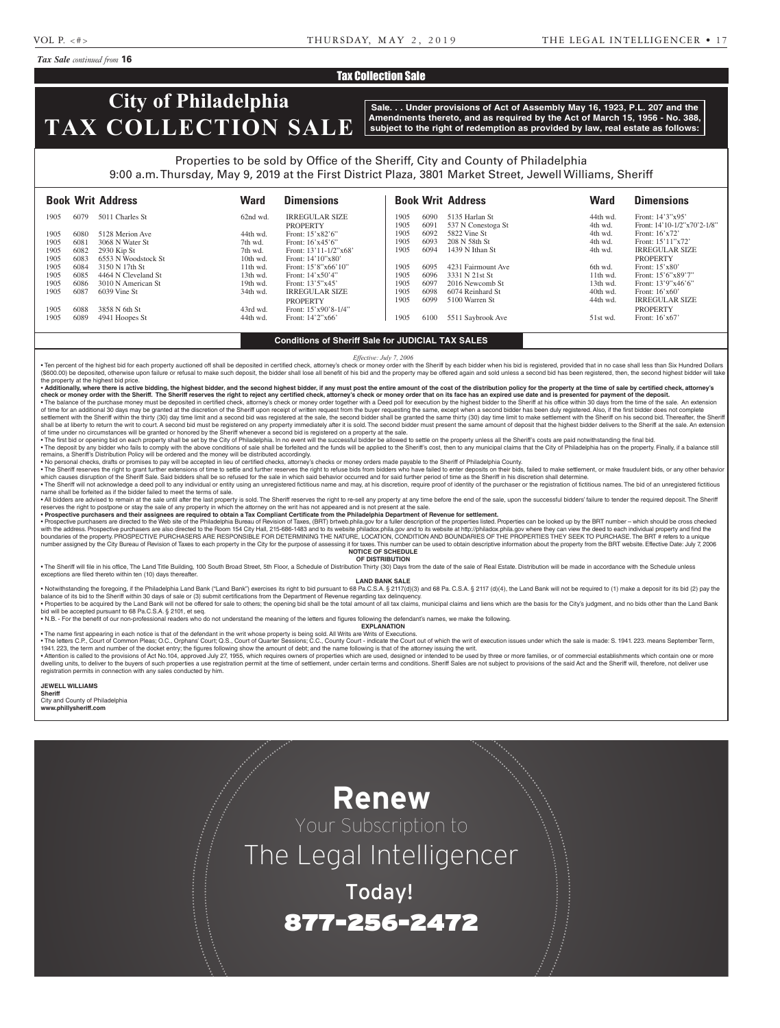*Tax Sale continued from* **16**

Tax Collection Sale

# City of Philadelphia TAX COLLECTION SALE

**Sale. . . Under provisions of Act of Assembly May 16, 1923, P.L. 207 and the Amendments thereto, and as required by the Act of March 15, 1956 - No. 388, subject to the right of redemption as provided by law, real estate as follows:**

Properties to be sold by Office of the Sheriff, City and County of Philadelphia
9:00 a.m. Thursday, May 9, 2019 at the First District Plaza, 3801 Market Street, Jewell Williams, Sheriff

| Book | Writ | Address | Ward | Dimensions |
|---|---|---|---|---|
| 1905 | 6079 | 5011 Charles St | 62nd wd. | IRREGULAR SIZE PROPERTY |
| 1905 | 6080 | 5128 Merion Ave | 44th wd. | Front: 15'x82'6" |
| 1905 | 6081 | 3068 N Water St | 7th wd. | Front: 16'x45'6" |
| 1905 | 6082 | 2930 Kip St | 7th wd. | Front: 13'11-1/2"x68' |
| 1905 | 6083 | 6553 N Woodstock St | 10th wd. | Front: 14'10"x80' |
| 1905 | 6084 | 3150 N 17th St | 11th wd. | Front: 15'8"x66'10" |
| 1905 | 6085 | 4464 N Cleveland St | 13th wd. | Front: 14'x50'4" |
| 1905 | 6086 | 3010 N American St | 19th wd. | Front: 13'5"x45' |
| 1905 | 6087 | 6039 Vine St | 34th wd. | IRREGULAR SIZE PROPERTY |
| 1905 | 6088 | 3858 N 6th St | 43rd wd. | Front: 15'x90'8-1/4" |
| 1905 | 6089 | 4941 Hoopes St | 44th wd. | Front: 14'2"x66' |
| 1905 | 6090 | 5135 Harlan St | 44th wd. | Front: 14'3"x95' |
| 1905 | 6091 | 537 N Conestoga St | 4th wd. | Front: 14'10-1/2"x70'2-1/8" |
| 1905 | 6092 | 5822 Vine St | 4th wd. | Front: 16'x72' |
| 1905 | 6093 | 208 N 58th St | 4th wd. | Front: 15'11"x72' |
| 1905 | 6094 | 1439 N Ithan St | 4th wd. | IRREGULAR SIZE PROPERTY |
| 1905 | 6095 | 4231 Fairmount Ave | 6th wd. | Front: 15'x80' |
| 1905 | 6096 | 3331 N 21st St | 11th wd. | Front: 15'6"x89'7" |
| 1905 | 6097 | 2016 Newcomb St | 13th wd. | Front: 13'9"x46'6" |
| 1905 | 6098 | 6074 Reinhard St | 40th wd. | Front: 16'x60' |
| 1905 | 6099 | 5100 Warren St | 44th wd. | IRREGULAR SIZE PROPERTY |
| 1905 | 6100 | 5511 Saybrook Ave | 51st wd. | Front: 16'x67' |

## Conditions of Sheriff Sale for JUDICIAL TAX SALES

*Effective: July 7, 2006*

• Ten percent of the highest bid for each property auctioned off shall be deposited in certified check, attorney's check or money order with the Sheriff by each bidder when his bid is registered, provided that in no case shall less than Six Hundred Dollars ($600.00) be deposited, otherwise upon failure or refusal to make such deposit, the bidder shall lose all benefit of his bid and the property may be offered again and sold unless a second bid has been registered, then, the second highest bidder will take the property at the highest bid price.

**• Additionally, where there is active bidding, the highest bidder, and the second highest bidder, if any must post the entire amount of the cost of the distribution policy for the property at the time of sale by certified check, attorney's check or money order with the Sheriff. The Sheriff reserves the right to reject any certified check, attorney's check or money order that on its face has an expired use date and is presented for payment of the deposit.**

• The balance of the purchase money must be deposited in certified check, attorney's check or money order together with a Deed poll for execution by the highest bidder to the Sheriff at his office within 30 days from the time of the sale. An extension of time for an additional 30 days may be granted at the discretion of the Sheriff upon receipt of written request from the buyer requesting the same, except when a second bidder has been duly registered. Also, if the first bidder does not complete settlement with the Sheriff within the thirty (30) day time limit and a second bid was registered at the sale, the second bidder shall be granted the same thirty (30) day time limit to make settlement with the Sheriff on his second bid. Thereafter, the Sheriff shall be at liberty to return the writ to court. A second bid must be registered on any property immediately after it is sold. The second bidder must present the same amount of deposit that the highest bidder delivers to the Sheriff at the sale. An extension of time under no circumstances will be granted or honored by the Sheriff whenever a second bid is registered on a property at the sale.

• The first bid or opening bid on each property shall be set by the City of Philadelphia. In no event will the successful bidder be allowed to settle on the property unless all the Sheriff's costs are paid notwithstanding the final bid.

• The deposit by any bidder who fails to comply with the above conditions of sale shall be forfeited and the funds will be applied to the Sheriff's cost, then to any municipal claims that the City of Philadelphia has on the property. Finally, if a balance still remains, a Sheriff's Distribution Policy will be ordered and the money will be distributed accordingly.

• No personal checks, drafts or promises to pay will be accepted in lieu of certified checks, attorney's checks or money orders made payable to the Sheriff of Philadelphia County.

• The Sheriff reserves the right to grant further extensions of time to settle and further reserves the right to refuse bids from bidders who have failed to enter deposits on their bids, failed to make settlement, or make fraudulent bids, or any other behavior which causes disruption of the Sheriff Sale. Said bidders shall be so refused for the sale in which said behavior occurred and for said further period of time as the Sheriff in his discretion shall determine.

• The Sheriff will not acknowledge a deed poll to any individual or entity using an unregistered fictitious name and may, at his discretion, require proof of identity of the purchaser or the registration of fictitious names. The bid of an unregistered fictitious name shall be forfeited as if the bidder failed to meet the terms of sale.

• All bidders are advised to remain at the sale until after the last property is sold. The Sheriff reserves the right to re-sell any property at any time before the end of the sale, upon the successful bidders' failure to tender the required deposit. The Sheriff reserves the right to postpone or stay the sale of any property in which the attorney on the writ has not appeared and is not present at the sale.

**• Prospective purchasers and their assignees are required to obtain a Tax Compliant Certificate from the Philadelphia Department of Revenue for settlement.**

• Prospective purchasers are directed to the Web site of the Philadelphia Bureau of Revision of Taxes, (BRT) brtweb.phila.gov for a fuller description of the properties listed. Properties can be looked up by the BRT number – which should be cross checked with the address. Prospective purchasers are also directed to the Room 154 City Hall, 215-686-1483 and to its website philadox.phila.gov and to its website at http://philadox.phila.gov where they can view the deed to each individual property and find the boundaries of the property. PROSPECTIVE PURCHASERS ARE RESPONSIBLE FOR DETERMINING THE NATURE, LOCATION, CONDITION AND BOUNDARIES OF THE PROPERTIES THEY SEEK TO PURCHASE. The BRT # refers to a unique number assigned by the City Bureau of Revision of Taxes to each property in the City for the purpose of assessing it for taxes. This number can be used to obtain descriptive information about the property from the BRT website. Effective Date: July 7, 2006

**NOTICE OF SCHEDULE OF DISTRIBUTION**

• The Sheriff will file in his office, The Land Title Building, 100 South Broad Street, 5th Floor, a Schedule of Distribution Thirty (30) Days from the date of the sale of Real Estate. Distribution will be made in accordance with the Schedule unless exceptions are filed thereto within ten (10) days thereafter.

**LAND BANK SALE**

• Notwithstanding the foregoing, if the Philadelphia Land Bank ("Land Bank") exercises its right to bid pursuant to 68 Pa.C.S.A. § 2117(d)(3) and 68 Pa. C.S.A. § 2117 (d)(4), the Land Bank will not be required to (1) make a deposit for its bid (2) pay the balance of its bid to the Sheriff within 30 days of sale or (3) submit certifications from the Department of Revenue regarding tax delinquency.

• Properties to be acquired by the Land Bank will not be offered for sale to others; the opening bid shall be the total amount of all tax claims, municipal claims and liens which are the basis for the City's judgment, and no bids other than the Land Bank bid will be accepted pursuant to 68 Pa.C.S.A. § 2101, et seq.

• N.B. - For the benefit of our non-professional readers who do not understand the meaning of the letters and figures following the defendant's names, we make the following.

**EXPLANATION**

• The name first appearing in each notice is that of the defendant in the writ whose property is being sold. All Writs are Writs of Executions.

• The letters C.P., Court of Common Pleas; O.C., Orphans' Court; Q.S., Court of Quarter Sessions; C.C., County Court - indicate the Court out of which the writ of execution issues under which the sale is made: S. 1941. 223. means September Term, 1941. 223, the term and number of the docket entry; the figures following show the amount of debt; and the name following is that of the attorney issuing the writ.

• Attention is called to the provisions of Act No.104, approved July 27, 1955, which requires owners of properties which are used, designed or intended to be used by three or more families, or of commercial establishments which contain one or more dwelling units, to deliver to the buyers of such properties a use registration permit at the time of settlement, under certain terms and conditions. Sheriff Sales are not subject to provisions of the said Act and the Sheriff will, therefore, not deliver use registration permits in connection with any sales conducted by him.

**JEWELL WILLIAMS**
**Sheriff**
City and County of Philadelphia
**www.phillysheriff.com**

**Renew**
Your Subscription to
The Legal Intelligencer
Today!
**877-256-2472**